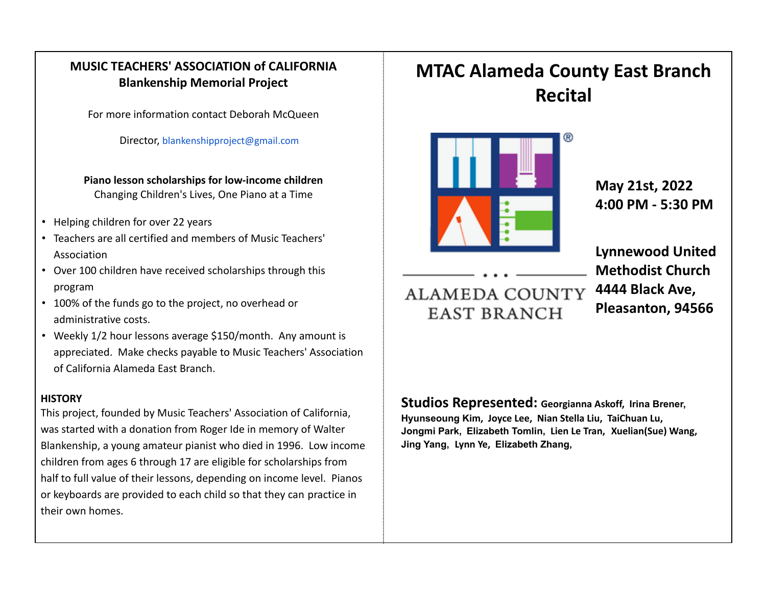**MUSIC TEACHERS' ASSOCIATION of CALIFORNIA**
**Blankenship Memorial Project**

For more information contact Deborah McQueen

Director, blankenshipproject@gmail.com

**Piano lesson scholarships for low-income children**
Changing Children's Lives, One Piano at a Time

- Helping children for over 22 years
- Teachers are all certified and members of Music Teachers' Association
- Over 100 children have received scholarships through this program
- 100% of the funds go to the project, no overhead or administrative costs.
- Weekly 1/2 hour lessons average $150/month. Any amount is appreciated. Make checks payable to Music Teachers' Association of California Alameda East Branch.

**HISTORY**

This project, founded by Music Teachers' Association of California, was started with a donation from Roger Ide in memory of Walter Blankenship, a young amateur pianist who died in 1996. Low income children from ages 6 through 17 are eligible for scholarships from half to full value of their lessons, depending on income level. Pianos or keyboards are provided to each child so that they can practice in their own homes.

# MTAC Alameda County East Branch Recital

ALAMEDA COUNTY EAST BRANCH

**May 21st, 2022**
**4:00 PM - 5:30 PM**

**Lynnewood United Methodist Church**
**4444 Black Ave,**
**Pleasanton, 94566**

**Studios Represented:** **Georgianna Askoff, Irina Brener, Hyunseoung Kim, Joyce Lee, Nian Stella Liu, TaiChuan Lu, Jongmi Park, Elizabeth Tomlin, Lien Le Tran, Xuelian(Sue) Wang, Jing Yang, Lynn Ye, Elizabeth Zhang,**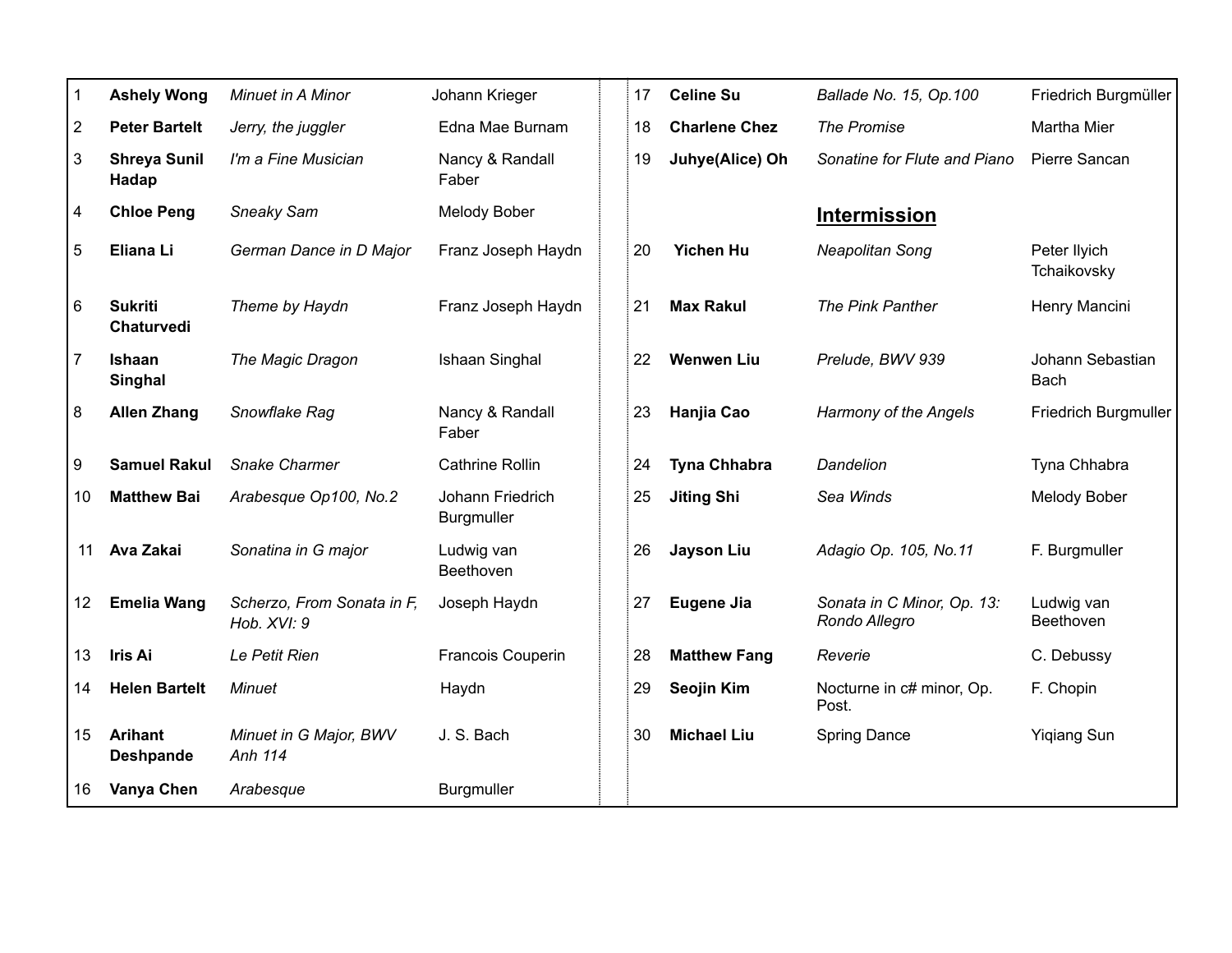| | | | |
|---|---|---|---|
| 1 | **Ashely Wong** | *Minuet in A Minor* | Johann Krieger |
| 2 | **Peter Bartelt** | *Jerry, the juggler* | Edna Mae Burnam |
| 3 | **Shreya Sunil Hadap** | *I'm a Fine Musician* | Nancy & Randall Faber |
| 4 | **Chloe Peng** | *Sneaky Sam* | Melody Bober |
| 5 | **Eliana Li** | *German Dance in D Major* | Franz Joseph Haydn |
| 6 | **Sukriti Chaturvedi** | *Theme by Haydn* | Franz Joseph Haydn |
| 7 | **Ishaan Singhal** | *The Magic Dragon* | Ishaan Singhal |
| 8 | **Allen Zhang** | *Snowflake Rag* | Nancy & Randall Faber |
| 9 | **Samuel Rakul** | *Snake Charmer* | Cathrine Rollin |
| 10 | **Matthew Bai** | *Arabesque Op100, No.2* | Johann Friedrich Burgmuller |
| 11 | **Ava Zakai** | *Sonatina in G major* | Ludwig van Beethoven |
| 12 | **Emelia Wang** | *Scherzo, From Sonata in F, Hob. XVI: 9* | Joseph Haydn |
| 13 | **Iris Ai** | *Le Petit Rien* | Francois Couperin |
| 14 | **Helen Bartelt** | *Minuet* | Haydn |
| 15 | **Arihant Deshpande** | *Minuet in G Major, BWV Anh 114* | J. S. Bach |
| 16 | **Vanya Chen** | *Arabesque* | Burgmuller |
| 17 | **Celine Su** | *Ballade No. 15, Op.100* | Friedrich Burgmüller |
| 18 | **Charlene Chez** | *The Promise* | Martha Mier |
| 19 | **Juhye(Alice) Oh** | *Sonatine for Flute and Piano* | Pierre Sancan |
| | | **Intermission** | |
| 20 | **Yichen Hu** | *Neapolitan Song* | Peter Ilyich Tchaikovsky |
| 21 | **Max Rakul** | *The Pink Panther* | Henry Mancini |
| 22 | **Wenwen Liu** | *Prelude, BWV 939* | Johann Sebastian Bach |
| 23 | **Hanjia Cao** | *Harmony of the Angels* | Friedrich Burgmuller |
| 24 | **Tyna Chhabra** | *Dandelion* | Tyna Chhabra |
| 25 | **Jiting Shi** | *Sea Winds* | Melody Bober |
| 26 | **Jayson Liu** | *Adagio Op. 105, No.11* | F. Burgmuller |
| 27 | **Eugene Jia** | *Sonata in C Minor, Op. 13: Rondo Allegro* | Ludwig van Beethoven |
| 28 | **Matthew Fang** | *Reverie* | C. Debussy |
| 29 | **Seojin Kim** | Nocturne in c# minor, Op. Post. | F. Chopin |
| 30 | **Michael Liu** | Spring Dance | Yiqiang Sun |